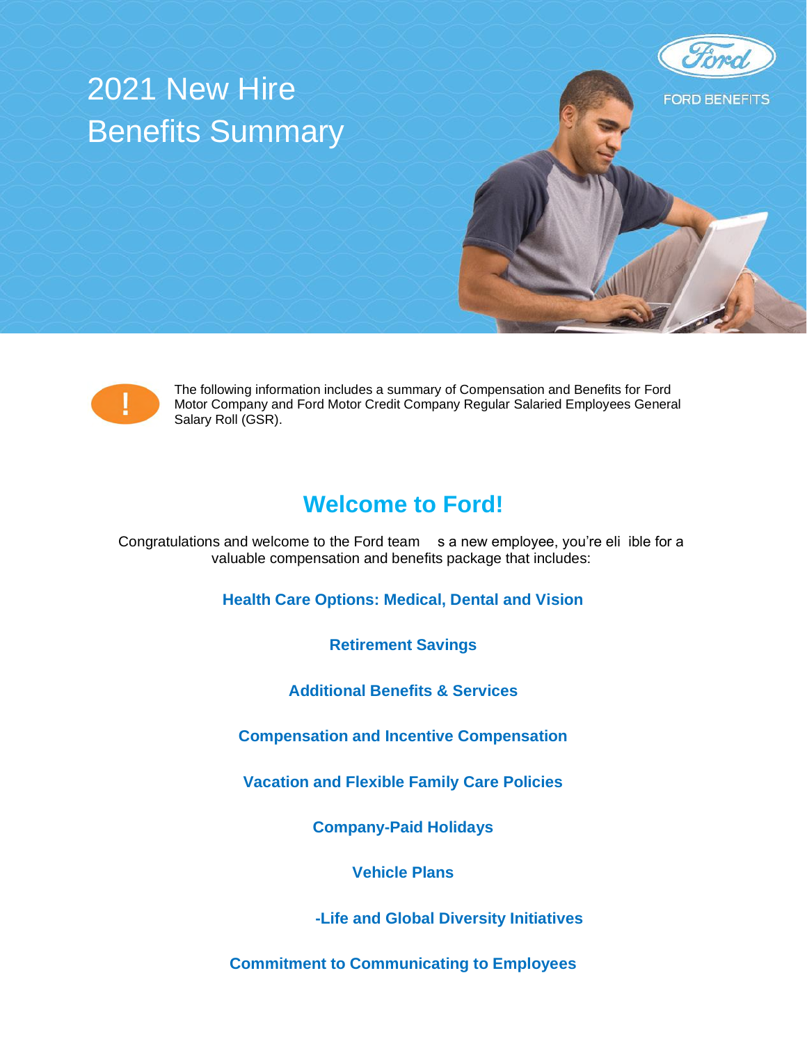# 2021 New Hire Benefits Summary

FORD BENEFITS

The following information includes a summary of Compensation and Benefits for Ford Motor Company and Ford Motor Credit Company Regular Salaried Employees General Salary Roll (GSR).

## Welcome to Ford!

Congratulations and welcome to the Ford team s a new employee, you're eli ible for a valuable compensation and benefits package that includes:

**Health Care Options: Medical, Dental and Vision**

**Retirement Savings**

**Additional Benefits & Services**

**Compensation and Incentive Compensation**

**Vacation and Flexible Family Care Policies**

**Company-Paid Holidays**

**Vehicle Plans**

**-Life and Global Diversity Initiatives**

**Commitment to Communicating to Employees**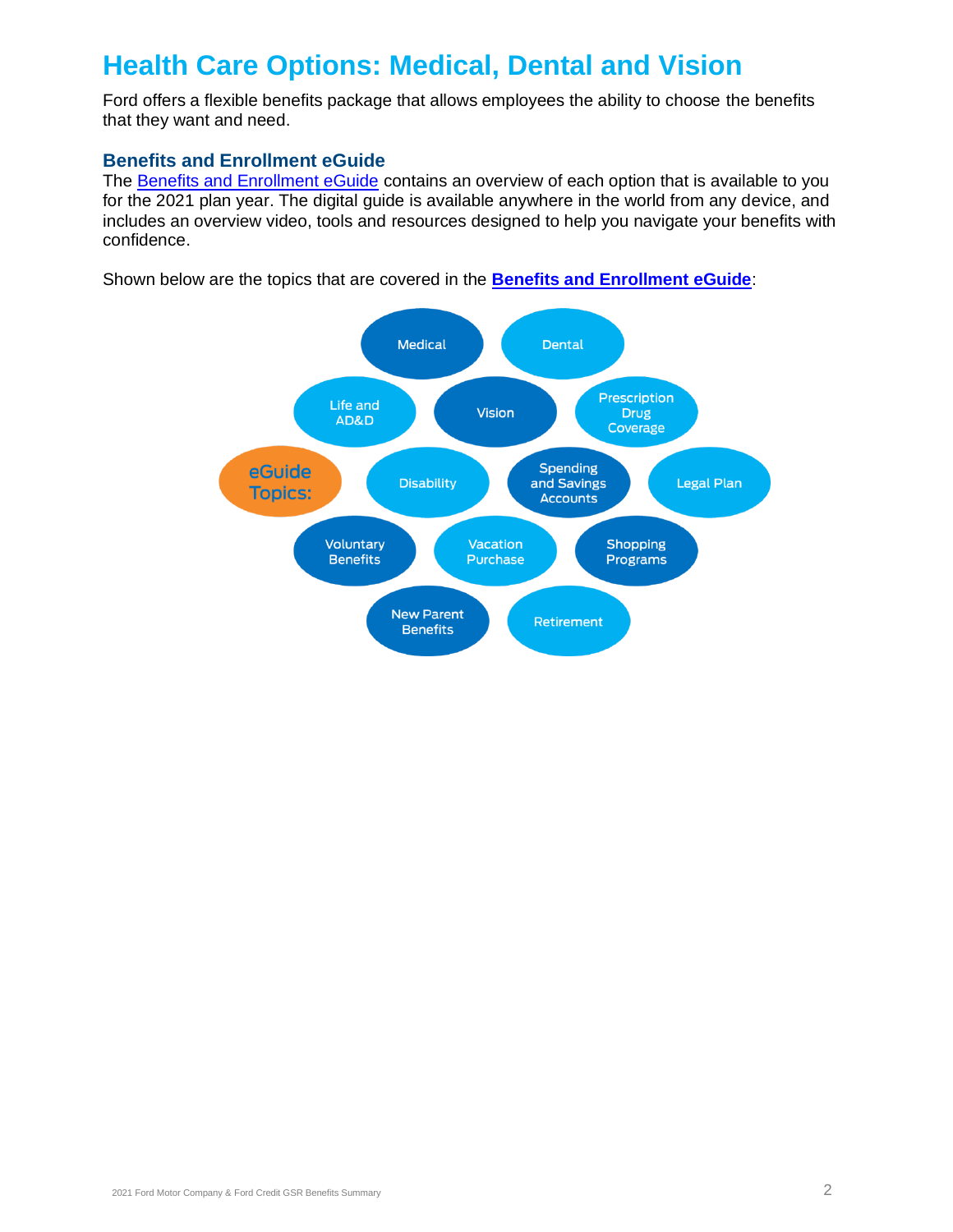# Health Care Options: Medical, Dental and Vision

Ford offers a flexible benefits package that allows employees the ability to choose the benefits that they want and need.

## Benefits and Enrollment eGuide

The Benefits and Enrollment eGuide contains an overview of each option that is available to you for the 2021 plan year. The digital guide is available anywhere in the world from any device, and includes an overview video, tools and resources designed to help you navigate your benefits with confidence.

Shown below are the topics that are covered in the **Benefits and Enrollment eGuide**:

eGuide Topics:

- Medical
- Dental
- Life and AD&D
- Vision
- Prescription Drug Coverage
- Disability
- Spending and Savings Accounts
- Legal Plan
- Voluntary Benefits
- Vacation Purchase
- Shopping Programs
- New Parent Benefits
- Retirement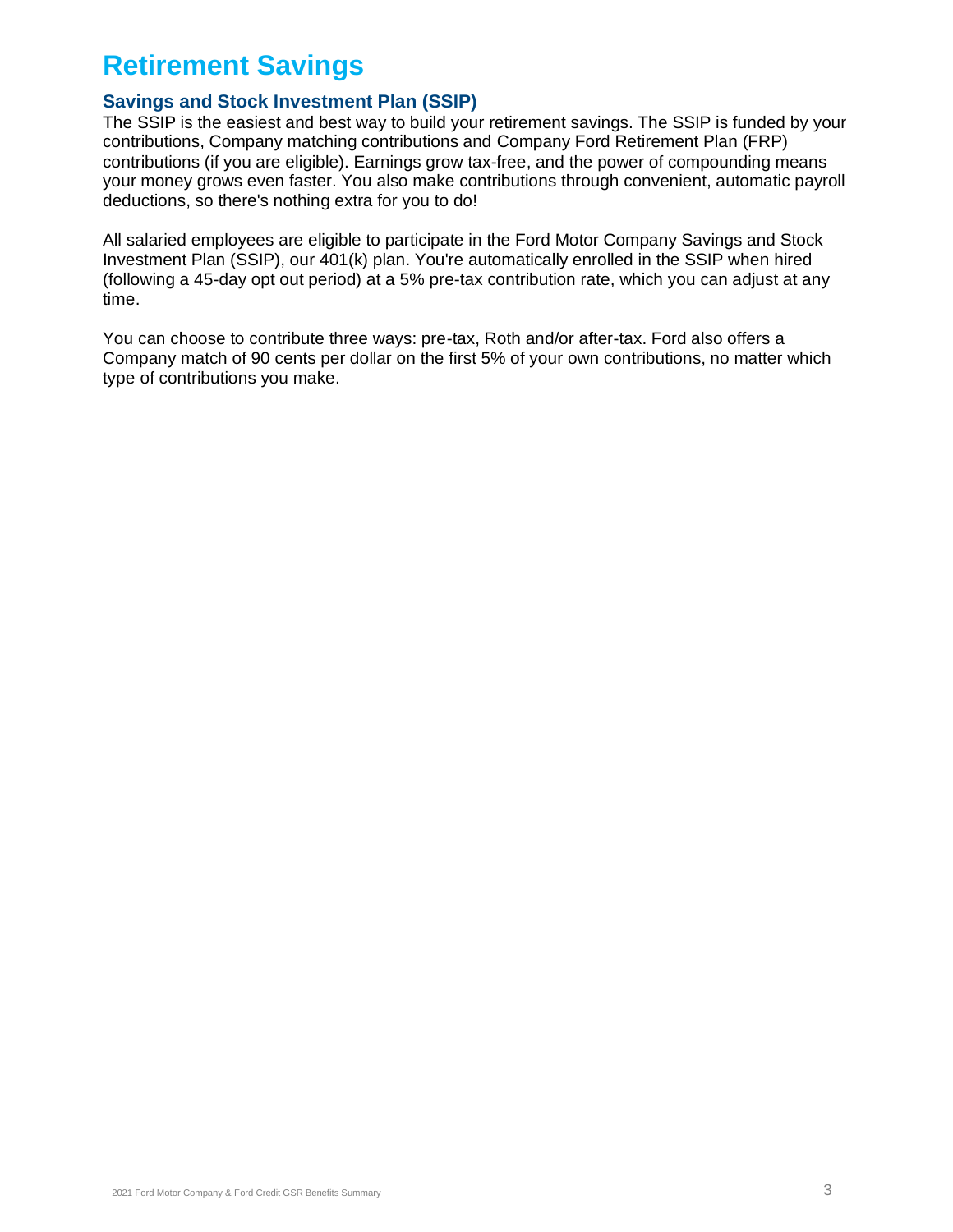# Retirement Savings

## Savings and Stock Investment Plan (SSIP)

The SSIP is the easiest and best way to build your retirement savings. The SSIP is funded by your contributions, Company matching contributions and Company Ford Retirement Plan (FRP) contributions (if you are eligible). Earnings grow tax-free, and the power of compounding means your money grows even faster. You also make contributions through convenient, automatic payroll deductions, so there's nothing extra for you to do!

All salaried employees are eligible to participate in the Ford Motor Company Savings and Stock Investment Plan (SSIP), our 401(k) plan. You're automatically enrolled in the SSIP when hired (following a 45-day opt out period) at a 5% pre-tax contribution rate, which you can adjust at any time.

You can choose to contribute three ways: pre-tax, Roth and/or after-tax. Ford also offers a Company match of 90 cents per dollar on the first 5% of your own contributions, no matter which type of contributions you make.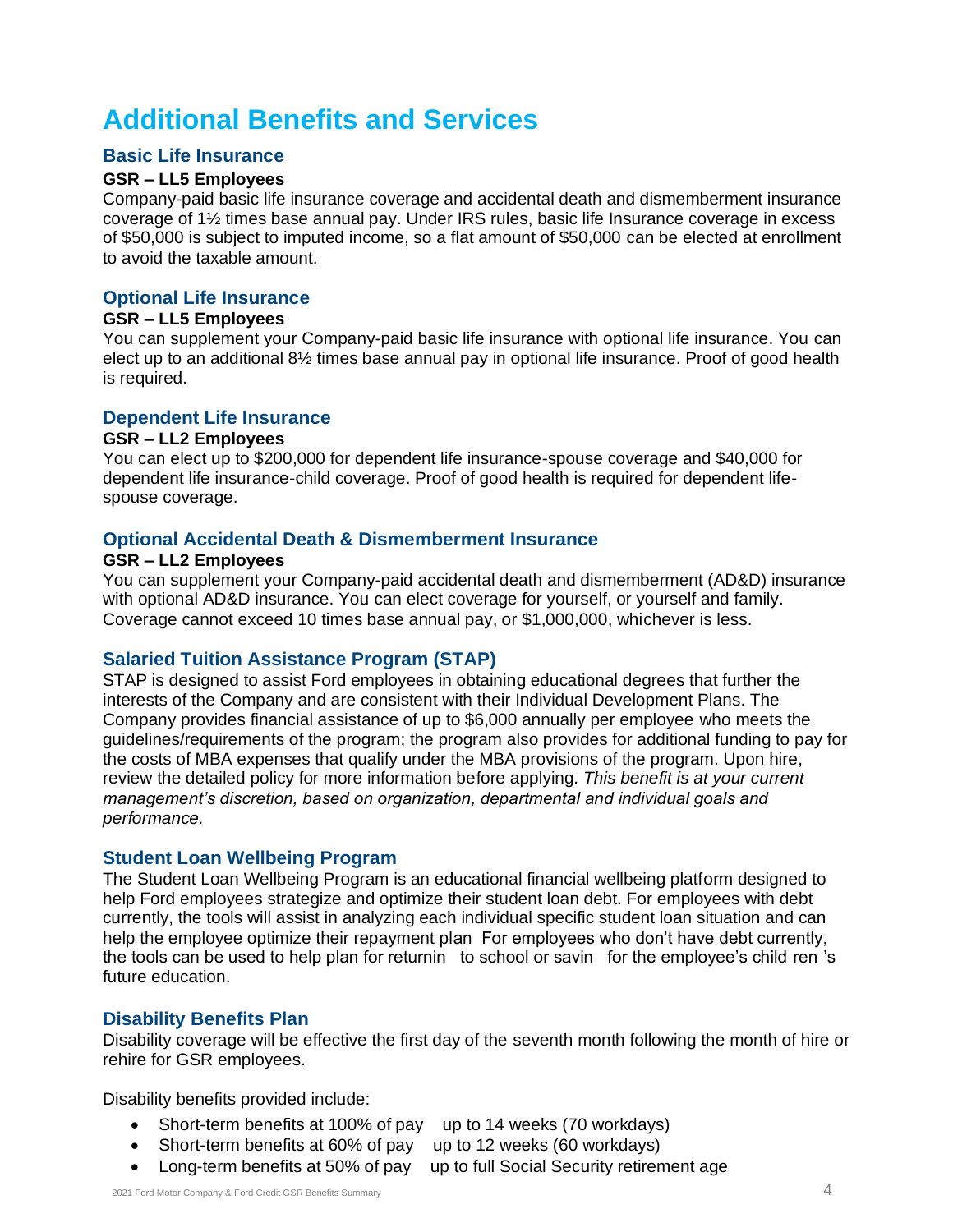# Additional Benefits and Services

## Basic Life Insurance

**GSR – LL5 Employees**

Company-paid basic life insurance coverage and accidental death and dismemberment insurance coverage of 1½ times base annual pay. Under IRS rules, basic life Insurance coverage in excess of $50,000 is subject to imputed income, so a flat amount of $50,000 can be elected at enrollment to avoid the taxable amount.

## Optional Life Insurance

**GSR – LL5 Employees**

You can supplement your Company-paid basic life insurance with optional life insurance. You can elect up to an additional 8½ times base annual pay in optional life insurance. Proof of good health is required.

## Dependent Life Insurance

**GSR – LL2 Employees**

You can elect up to $200,000 for dependent life insurance-spouse coverage and $40,000 for dependent life insurance-child coverage. Proof of good health is required for dependent life-spouse coverage.

## Optional Accidental Death & Dismemberment Insurance

**GSR – LL2 Employees**

You can supplement your Company-paid accidental death and dismemberment (AD&D) insurance with optional AD&D insurance. You can elect coverage for yourself, or yourself and family. Coverage cannot exceed 10 times base annual pay, or $1,000,000, whichever is less.

## Salaried Tuition Assistance Program (STAP)

STAP is designed to assist Ford employees in obtaining educational degrees that further the interests of the Company and are consistent with their Individual Development Plans. The Company provides financial assistance of up to $6,000 annually per employee who meets the guidelines/requirements of the program; the program also provides for additional funding to pay for the costs of MBA expenses that qualify under the MBA provisions of the program. Upon hire, review the detailed policy for more information before applying. *This benefit is at your current management's discretion, based on organization, departmental and individual goals and performance.*

## Student Loan Wellbeing Program

The Student Loan Wellbeing Program is an educational financial wellbeing platform designed to help Ford employees strategize and optimize their student loan debt. For employees with debt currently, the tools will assist in analyzing each individual specific student loan situation and can help the employee optimize their repayment plan For employees who don't have debt currently, the tools can be used to help plan for returnin to school or savin for the employee's child ren 's future education.

## Disability Benefits Plan

Disability coverage will be effective the first day of the seventh month following the month of hire or rehire for GSR employees.

Disability benefits provided include:

- Short-term benefits at 100% of pay up to 14 weeks (70 workdays)
- Short-term benefits at 60% of pay up to 12 weeks (60 workdays)
- Long-term benefits at 50% of pay up to full Social Security retirement age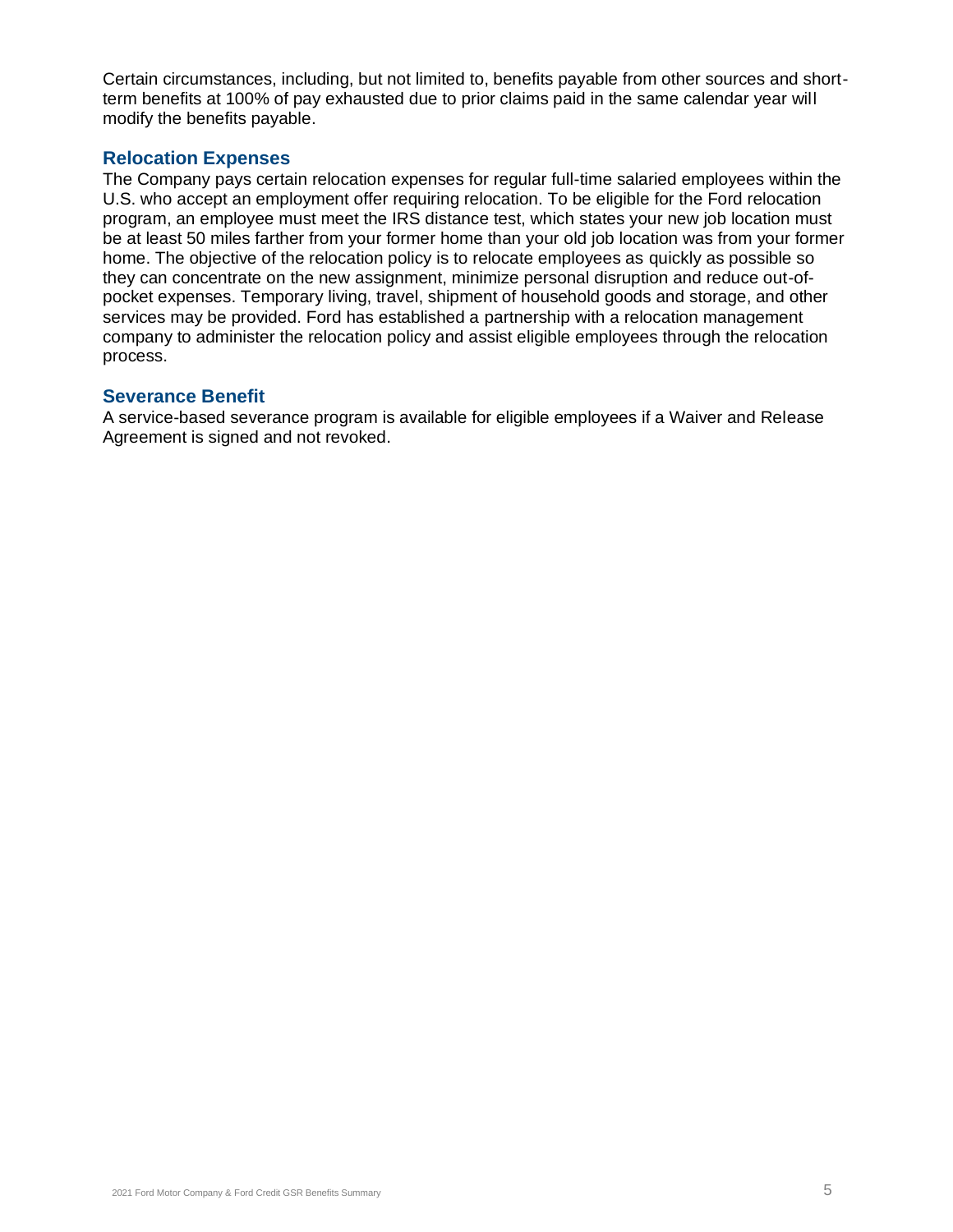Certain circumstances, including, but not limited to, benefits payable from other sources and short-term benefits at 100% of pay exhausted due to prior claims paid in the same calendar year will modify the benefits payable.

## Relocation Expenses

The Company pays certain relocation expenses for regular full-time salaried employees within the U.S. who accept an employment offer requiring relocation. To be eligible for the Ford relocation program, an employee must meet the IRS distance test, which states your new job location must be at least 50 miles farther from your former home than your old job location was from your former home. The objective of the relocation policy is to relocate employees as quickly as possible so they can concentrate on the new assignment, minimize personal disruption and reduce out-of-pocket expenses. Temporary living, travel, shipment of household goods and storage, and other services may be provided. Ford has established a partnership with a relocation management company to administer the relocation policy and assist eligible employees through the relocation process.

## Severance Benefit

A service-based severance program is available for eligible employees if a Waiver and Release Agreement is signed and not revoked.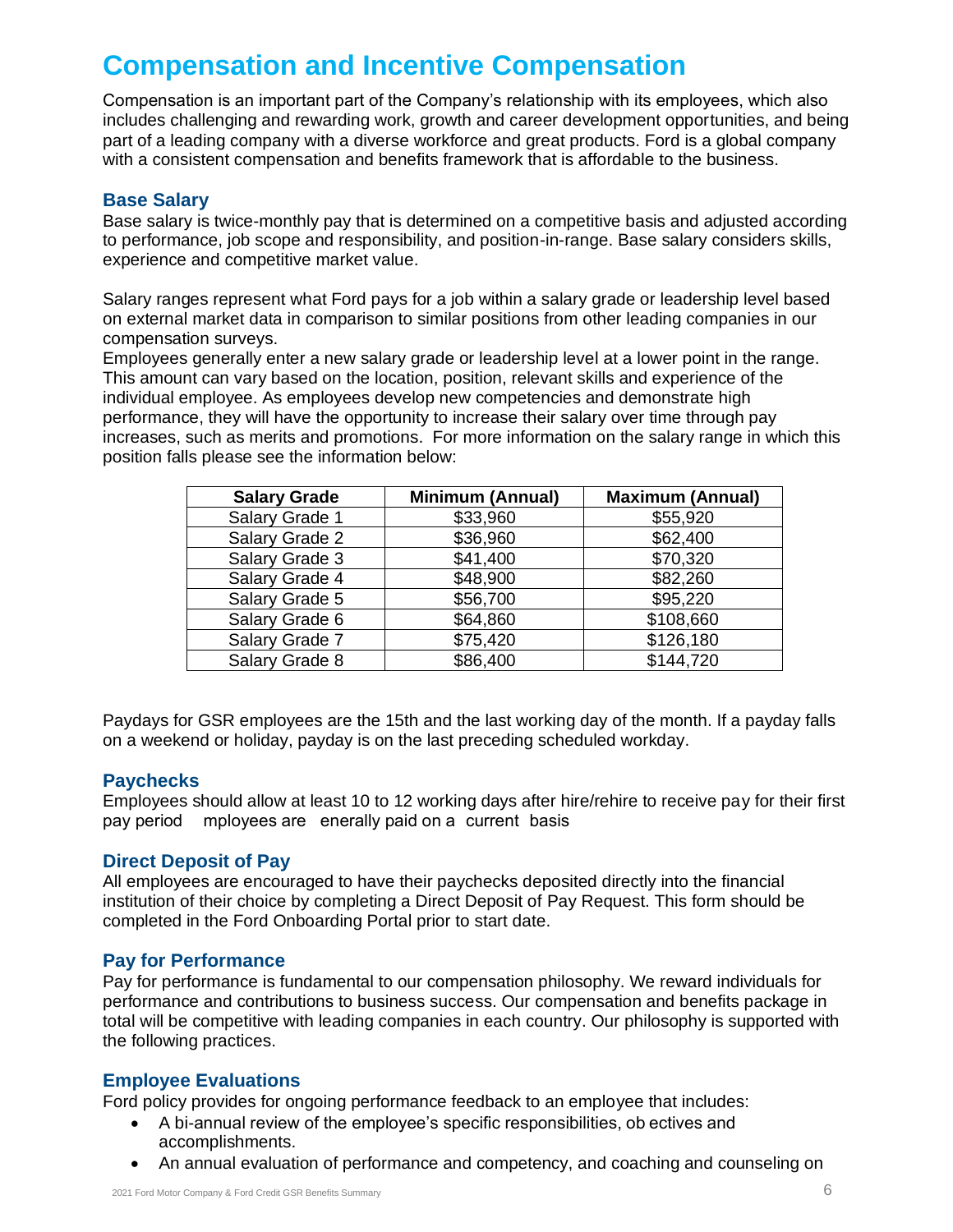# Compensation and Incentive Compensation

Compensation is an important part of the Company's relationship with its employees, which also includes challenging and rewarding work, growth and career development opportunities, and being part of a leading company with a diverse workforce and great products. Ford is a global company with a consistent compensation and benefits framework that is affordable to the business.

## Base Salary

Base salary is twice-monthly pay that is determined on a competitive basis and adjusted according to performance, job scope and responsibility, and position-in-range. Base salary considers skills, experience and competitive market value.

Salary ranges represent what Ford pays for a job within a salary grade or leadership level based on external market data in comparison to similar positions from other leading companies in our compensation surveys.
Employees generally enter a new salary grade or leadership level at a lower point in the range. This amount can vary based on the location, position, relevant skills and experience of the individual employee. As employees develop new competencies and demonstrate high performance, they will have the opportunity to increase their salary over time through pay increases, such as merits and promotions. For more information on the salary range in which this position falls please see the information below:

| Salary Grade | Minimum (Annual) | Maximum (Annual) |
|---|---|---|
| Salary Grade 1 | $33,960 | $55,920 |
| Salary Grade 2 | $36,960 | $62,400 |
| Salary Grade 3 | $41,400 | $70,320 |
| Salary Grade 4 | $48,900 | $82,260 |
| Salary Grade 5 | $56,700 | $95,220 |
| Salary Grade 6 | $64,860 | $108,660 |
| Salary Grade 7 | $75,420 | $126,180 |
| Salary Grade 8 | $86,400 | $144,720 |

Paydays for GSR employees are the 15th and the last working day of the month. If a payday falls on a weekend or holiday, payday is on the last preceding scheduled workday.

## Paychecks

Employees should allow at least 10 to 12 working days after hire/rehire to receive pay for their first pay period mployees are enerally paid on a current basis

## Direct Deposit of Pay

All employees are encouraged to have their paychecks deposited directly into the financial institution of their choice by completing a Direct Deposit of Pay Request. This form should be completed in the Ford Onboarding Portal prior to start date.

## Pay for Performance

Pay for performance is fundamental to our compensation philosophy. We reward individuals for performance and contributions to business success. Our compensation and benefits package in total will be competitive with leading companies in each country. Our philosophy is supported with the following practices.

## Employee Evaluations

Ford policy provides for ongoing performance feedback to an employee that includes:

- A bi-annual review of the employee's specific responsibilities, ob ectives and accomplishments.
- An annual evaluation of performance and competency, and coaching and counseling on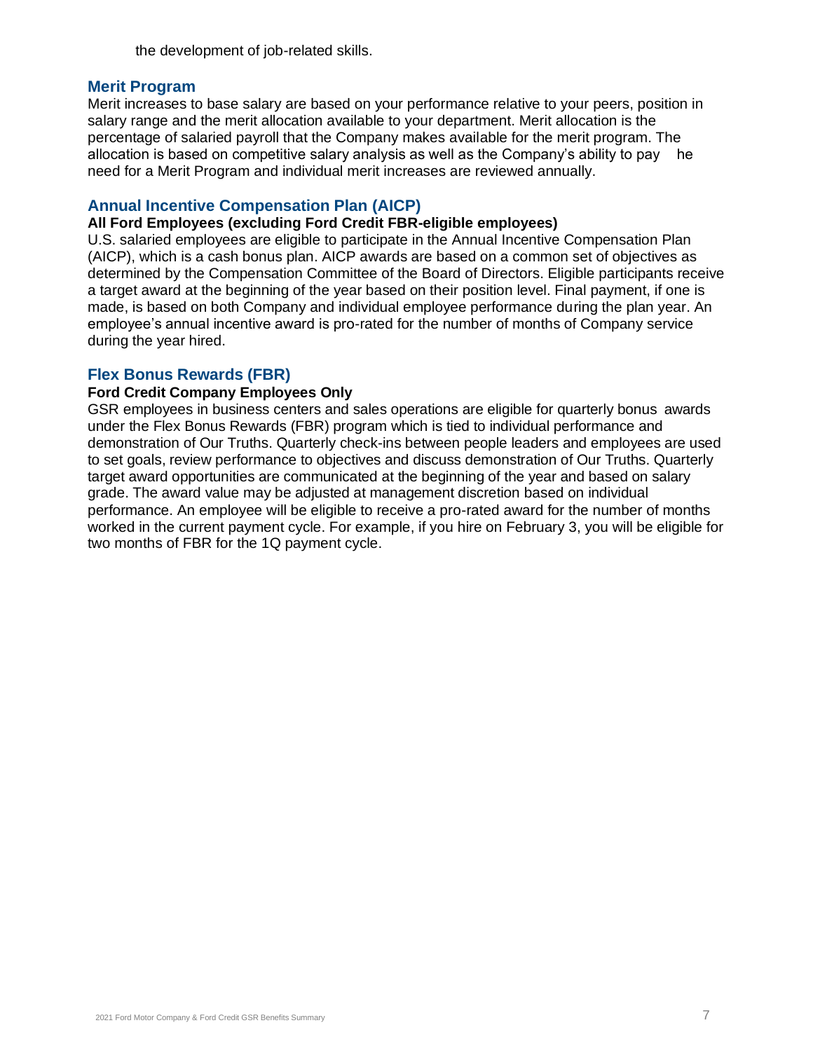the development of job-related skills.

## Merit Program

Merit increases to base salary are based on your performance relative to your peers, position in salary range and the merit allocation available to your department. Merit allocation is the percentage of salaried payroll that the Company makes available for the merit program. The allocation is based on competitive salary analysis as well as the Company's ability to pay he need for a Merit Program and individual merit increases are reviewed annually.

## Annual Incentive Compensation Plan (AICP)

**All Ford Employees (excluding Ford Credit FBR-eligible employees)**

U.S. salaried employees are eligible to participate in the Annual Incentive Compensation Plan (AICP), which is a cash bonus plan. AICP awards are based on a common set of objectives as determined by the Compensation Committee of the Board of Directors. Eligible participants receive a target award at the beginning of the year based on their position level. Final payment, if one is made, is based on both Company and individual employee performance during the plan year. An employee's annual incentive award is pro-rated for the number of months of Company service during the year hired.

## Flex Bonus Rewards (FBR)

**Ford Credit Company Employees Only**

GSR employees in business centers and sales operations are eligible for quarterly bonus awards under the Flex Bonus Rewards (FBR) program which is tied to individual performance and demonstration of Our Truths. Quarterly check-ins between people leaders and employees are used to set goals, review performance to objectives and discuss demonstration of Our Truths. Quarterly target award opportunities are communicated at the beginning of the year and based on salary grade. The award value may be adjusted at management discretion based on individual performance. An employee will be eligible to receive a pro-rated award for the number of months worked in the current payment cycle. For example, if you hire on February 3, you will be eligible for two months of FBR for the 1Q payment cycle.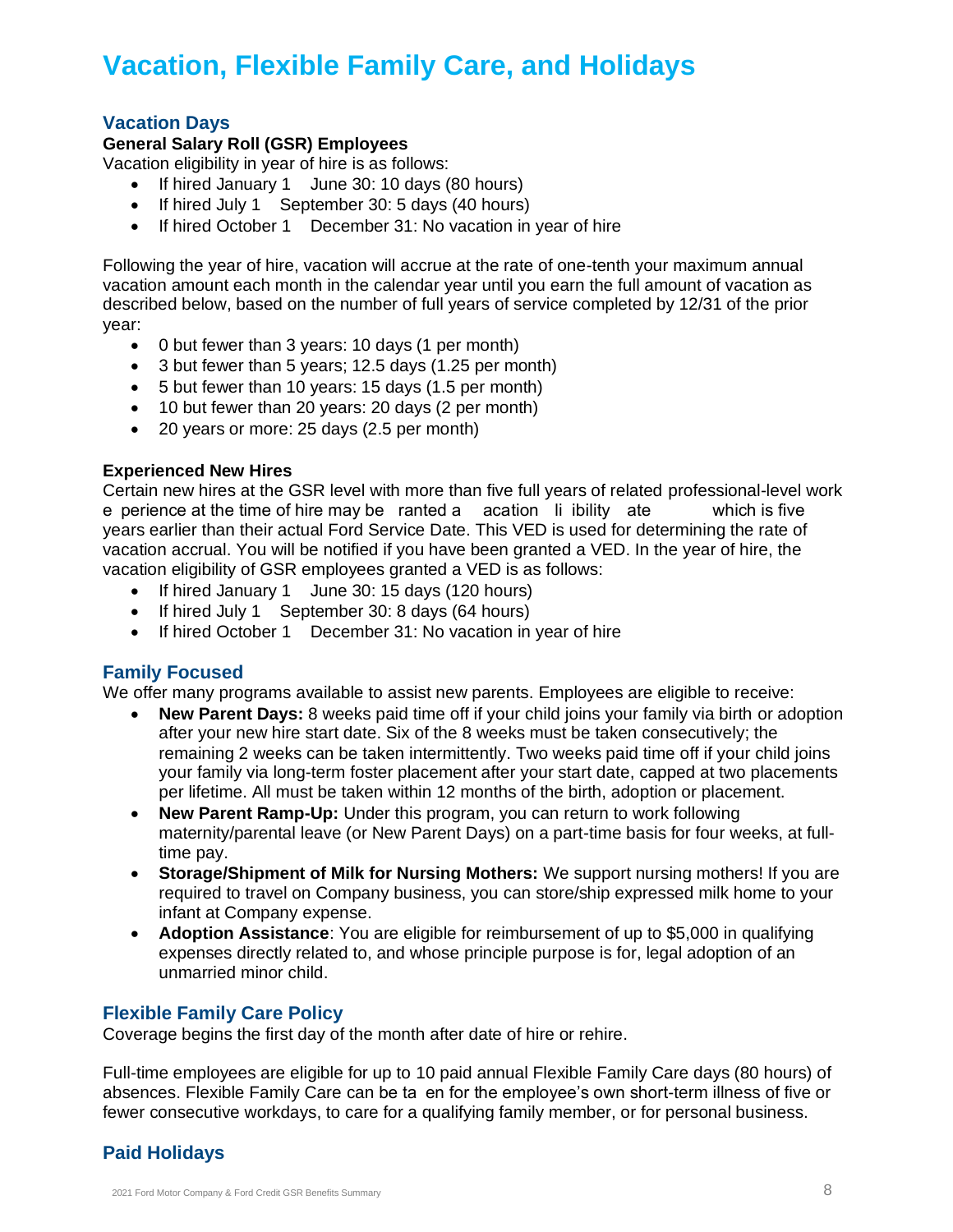# Vacation, Flexible Family Care, and Holidays

## Vacation Days

**General Salary Roll (GSR) Employees**

Vacation eligibility in year of hire is as follows:

- If hired January 1 June 30: 10 days (80 hours)
- If hired July 1 September 30: 5 days (40 hours)
- If hired October 1 December 31: No vacation in year of hire

Following the year of hire, vacation will accrue at the rate of one-tenth your maximum annual vacation amount each month in the calendar year until you earn the full amount of vacation as described below, based on the number of full years of service completed by 12/31 of the prior year:

- 0 but fewer than 3 years: 10 days (1 per month)
- 3 but fewer than 5 years; 12.5 days (1.25 per month)
- 5 but fewer than 10 years: 15 days (1.5 per month)
- 10 but fewer than 20 years: 20 days (2 per month)
- 20 years or more: 25 days (2.5 per month)

**Experienced New Hires**

Certain new hires at the GSR level with more than five full years of related professional-level work e perience at the time of hire may be ranted a acation li ibility ate which is five years earlier than their actual Ford Service Date. This VED is used for determining the rate of vacation accrual. You will be notified if you have been granted a VED. In the year of hire, the vacation eligibility of GSR employees granted a VED is as follows:

- If hired January 1 June 30: 15 days (120 hours)
- If hired July 1 September 30: 8 days (64 hours)
- If hired October 1 December 31: No vacation in year of hire

## Family Focused

We offer many programs available to assist new parents. Employees are eligible to receive:

- **New Parent Days:** 8 weeks paid time off if your child joins your family via birth or adoption after your new hire start date. Six of the 8 weeks must be taken consecutively; the remaining 2 weeks can be taken intermittently. Two weeks paid time off if your child joins your family via long-term foster placement after your start date, capped at two placements per lifetime. All must be taken within 12 months of the birth, adoption or placement.
- **New Parent Ramp-Up:** Under this program, you can return to work following maternity/parental leave (or New Parent Days) on a part-time basis for four weeks, at full-time pay.
- **Storage/Shipment of Milk for Nursing Mothers:** We support nursing mothers! If you are required to travel on Company business, you can store/ship expressed milk home to your infant at Company expense.
- **Adoption Assistance**: You are eligible for reimbursement of up to $5,000 in qualifying expenses directly related to, and whose principle purpose is for, legal adoption of an unmarried minor child.

## Flexible Family Care Policy

Coverage begins the first day of the month after date of hire or rehire.

Full-time employees are eligible for up to 10 paid annual Flexible Family Care days (80 hours) of absences. Flexible Family Care can be ta en for the employee's own short-term illness of five or fewer consecutive workdays, to care for a qualifying family member, or for personal business.

## Paid Holidays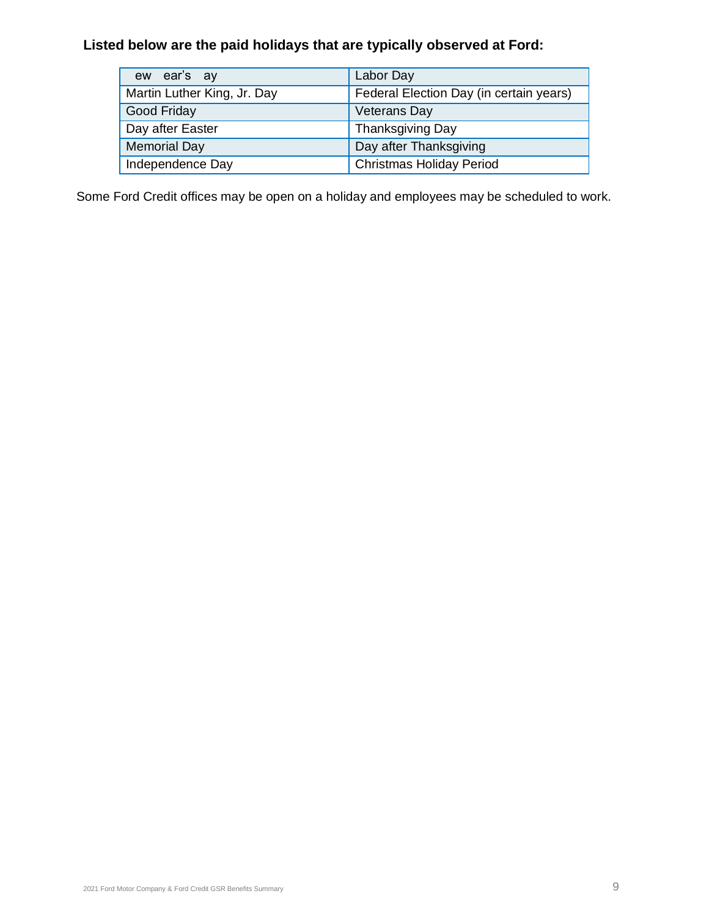**Listed below are the paid holidays that are typically observed at Ford:**

| | |
|---|---|
| ew ear's ay | Labor Day |
| Martin Luther King, Jr. Day | Federal Election Day (in certain years) |
| Good Friday | Veterans Day |
| Day after Easter | Thanksgiving Day |
| Memorial Day | Day after Thanksgiving |
| Independence Day | Christmas Holiday Period |

Some Ford Credit offices may be open on a holiday and employees may be scheduled to work.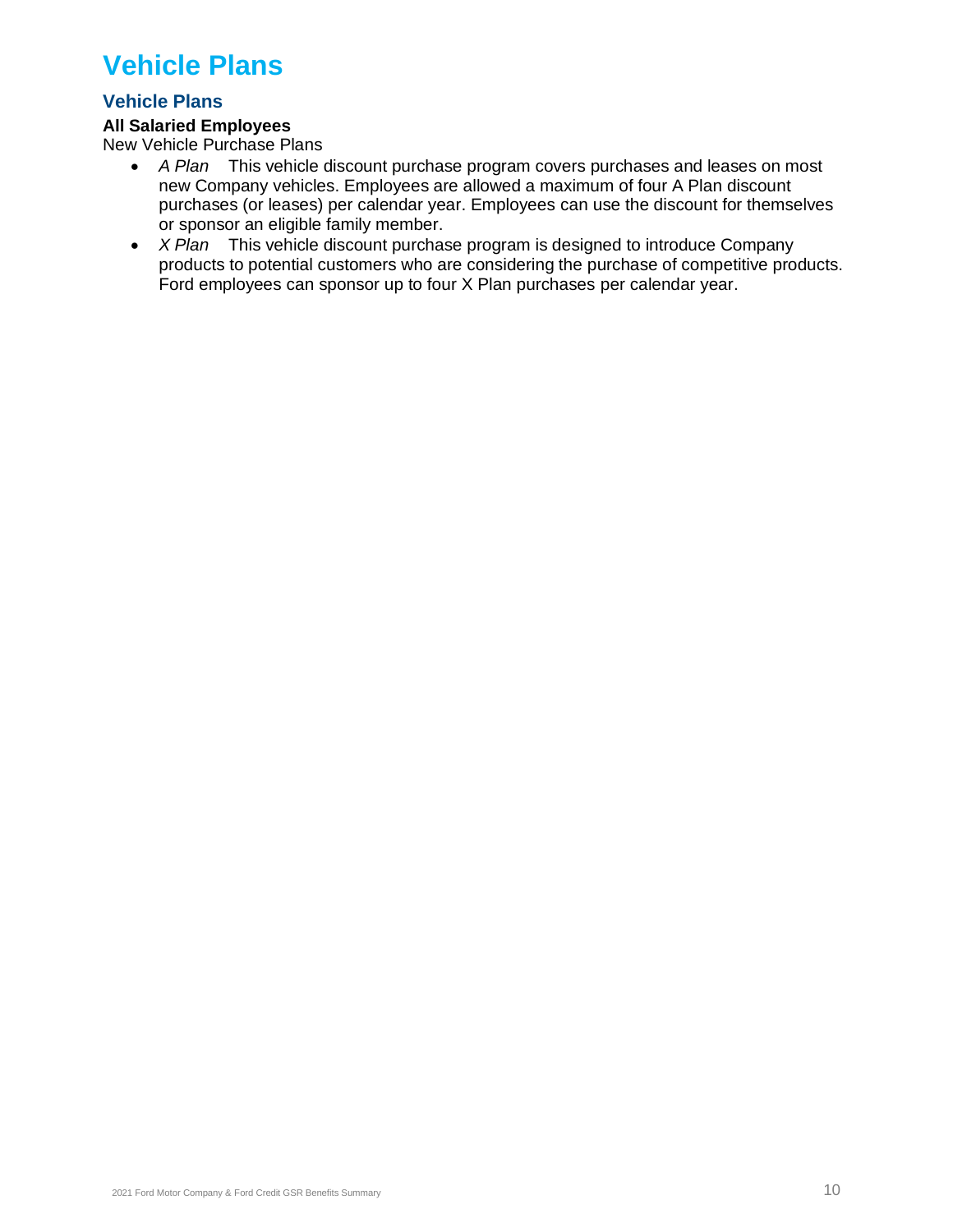# Vehicle Plans

## Vehicle Plans

**All Salaried Employees**

New Vehicle Purchase Plans

- *A Plan* This vehicle discount purchase program covers purchases and leases on most new Company vehicles. Employees are allowed a maximum of four A Plan discount purchases (or leases) per calendar year. Employees can use the discount for themselves or sponsor an eligible family member.
- *X Plan* This vehicle discount purchase program is designed to introduce Company products to potential customers who are considering the purchase of competitive products. Ford employees can sponsor up to four X Plan purchases per calendar year.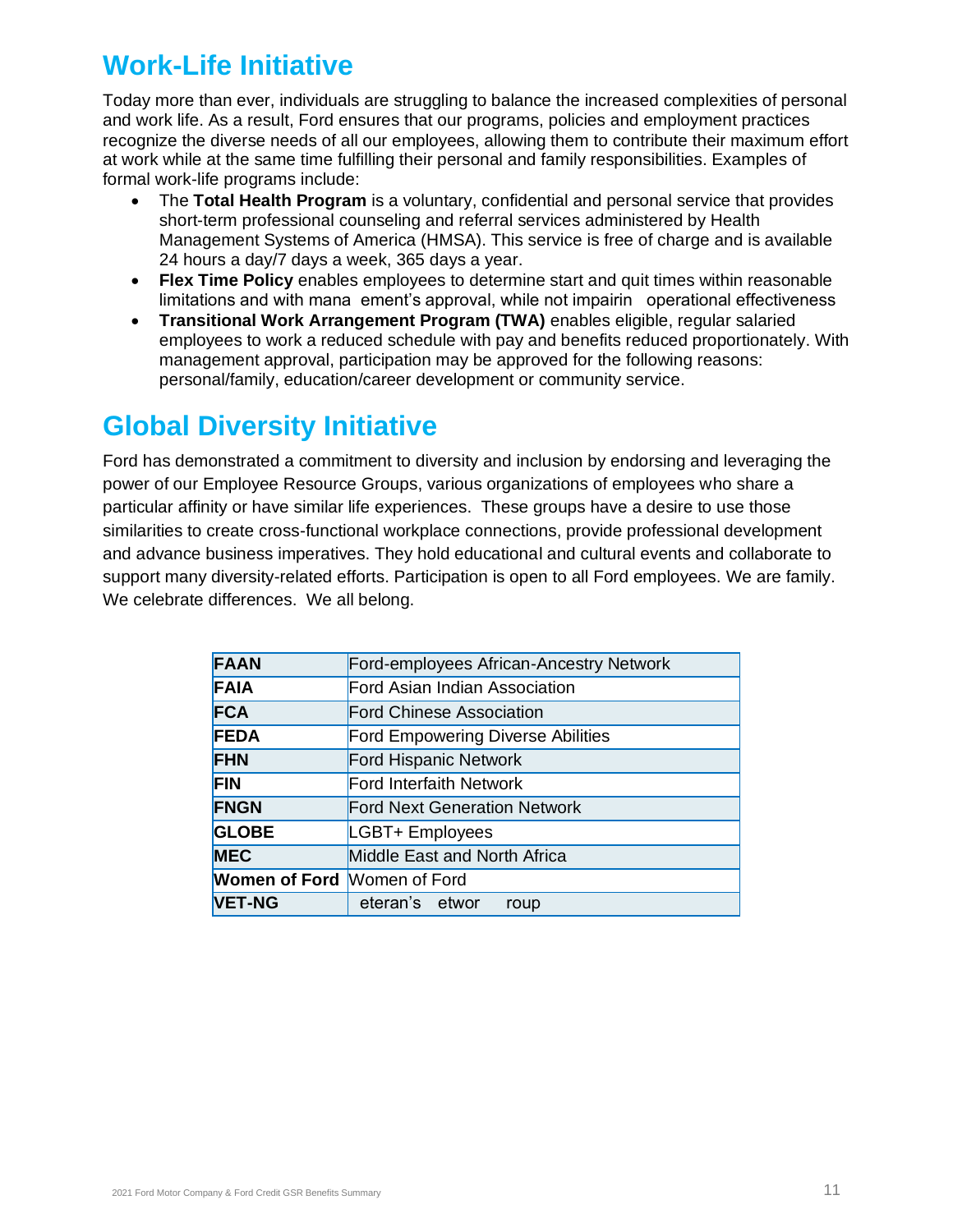# Work-Life Initiative

Today more than ever, individuals are struggling to balance the increased complexities of personal and work life. As a result, Ford ensures that our programs, policies and employment practices recognize the diverse needs of all our employees, allowing them to contribute their maximum effort at work while at the same time fulfilling their personal and family responsibilities. Examples of formal work-life programs include:

- The **Total Health Program** is a voluntary, confidential and personal service that provides short-term professional counseling and referral services administered by Health Management Systems of America (HMSA). This service is free of charge and is available 24 hours a day/7 days a week, 365 days a year.
- **Flex Time Policy** enables employees to determine start and quit times within reasonable limitations and with mana ement's approval, while not impairin operational effectiveness
- **Transitional Work Arrangement Program (TWA)** enables eligible, regular salaried employees to work a reduced schedule with pay and benefits reduced proportionately. With management approval, participation may be approved for the following reasons: personal/family, education/career development or community service.

# Global Diversity Initiative

Ford has demonstrated a commitment to diversity and inclusion by endorsing and leveraging the power of our Employee Resource Groups, various organizations of employees who share a particular affinity or have similar life experiences. These groups have a desire to use those similarities to create cross-functional workplace connections, provide professional development and advance business imperatives. They hold educational and cultural events and collaborate to support many diversity-related efforts. Participation is open to all Ford employees. We are family. We celebrate differences. We all belong.

| | |
|---|---|
| **FAAN** | Ford-employees African-Ancestry Network |
| **FAIA** | Ford Asian Indian Association |
| **FCA** | Ford Chinese Association |
| **FEDA** | Ford Empowering Diverse Abilities |
| **FHN** | Ford Hispanic Network |
| **FIN** | Ford Interfaith Network |
| **FNGN** | Ford Next Generation Network |
| **GLOBE** | LGBT+ Employees |
| **MEC** | Middle East and North Africa |
| **Women of Ford** | Women of Ford |
| **VET-NG** | eteran's etwor roup |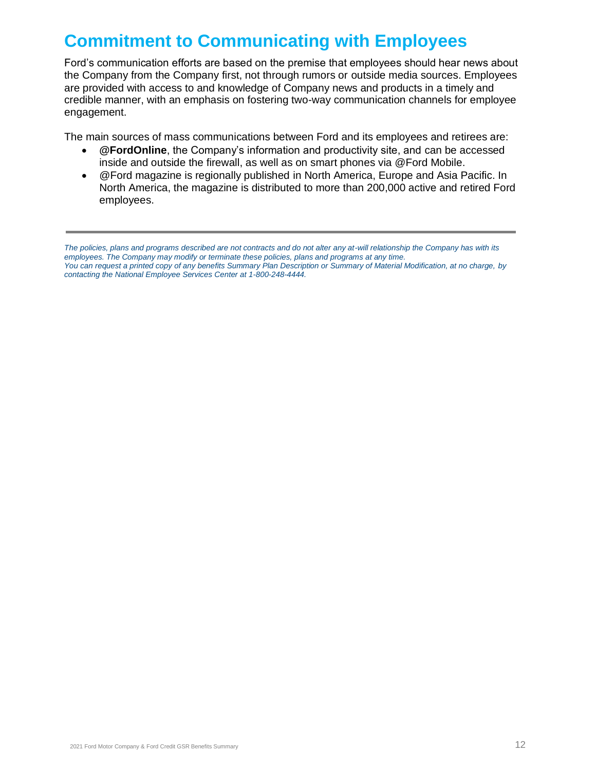# Commitment to Communicating with Employees

Ford's communication efforts are based on the premise that employees should hear news about the Company from the Company first, not through rumors or outside media sources. Employees are provided with access to and knowledge of Company news and products in a timely and credible manner, with an emphasis on fostering two-way communication channels for employee engagement.

The main sources of mass communications between Ford and its employees and retirees are:

- **@FordOnline**, the Company's information and productivity site, and can be accessed inside and outside the firewall, as well as on smart phones via @Ford Mobile.
- @Ford magazine is regionally published in North America, Europe and Asia Pacific. In North America, the magazine is distributed to more than 200,000 active and retired Ford employees.

---

*The policies, plans and programs described are not contracts and do not alter any at-will relationship the Company has with its employees. The Company may modify or terminate these policies, plans and programs at any time.*
*You can request a printed copy of any benefits Summary Plan Description or Summary of Material Modification, at no charge, by contacting the National Employee Services Center at 1-800-248-4444.*